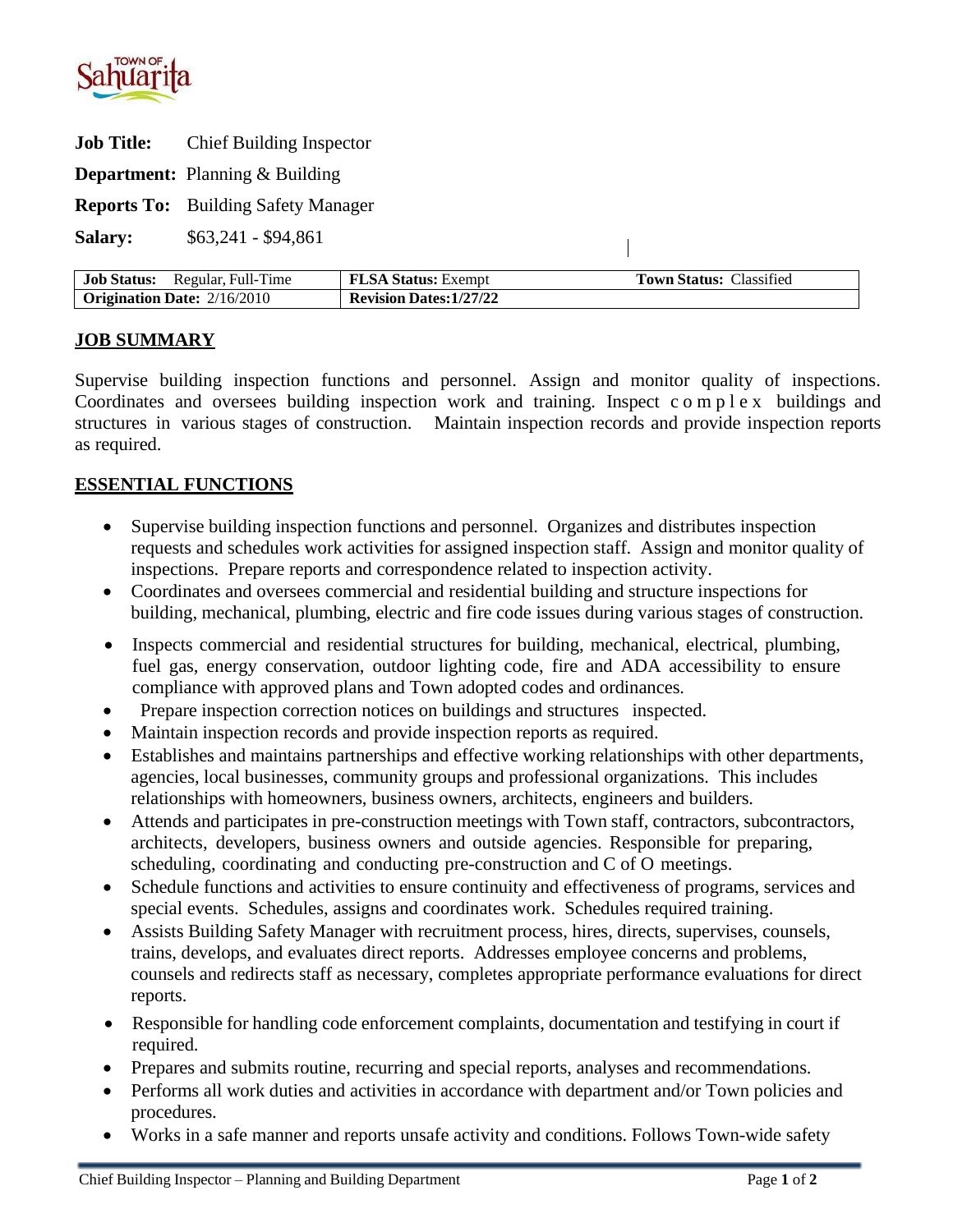**Job Title:** Chief Building Inspector

**Department:** Planning & Building

**Reports To:** Building Safety Manager

**Salary:** $63,241 - $94,861

| **Job Status:** Regular, Full-Time | **FLSA Status:** Exempt | **Town Status:** Classified |
|---|---|---|
| **Origination Date:** 2/16/2010 | **Revision Dates:1/27/22** | |

## JOB SUMMARY

Supervise building inspection functions and personnel. Assign and monitor quality of inspections. Coordinates and oversees building inspection work and training. Inspect complex buildings and structures in various stages of construction. Maintain inspection records and provide inspection reports as required.

## ESSENTIAL FUNCTIONS

- Supervise building inspection functions and personnel. Organizes and distributes inspection requests and schedules work activities for assigned inspection staff. Assign and monitor quality of inspections. Prepare reports and correspondence related to inspection activity.
- Coordinates and oversees commercial and residential building and structure inspections for building, mechanical, plumbing, electric and fire code issues during various stages of construction.
- Inspects commercial and residential structures for building, mechanical, electrical, plumbing, fuel gas, energy conservation, outdoor lighting code, fire and ADA accessibility to ensure compliance with approved plans and Town adopted codes and ordinances.
- Prepare inspection correction notices on buildings and structures inspected.
- Maintain inspection records and provide inspection reports as required.
- Establishes and maintains partnerships and effective working relationships with other departments, agencies, local businesses, community groups and professional organizations. This includes relationships with homeowners, business owners, architects, engineers and builders.
- Attends and participates in pre-construction meetings with Town staff, contractors, subcontractors, architects, developers, business owners and outside agencies. Responsible for preparing, scheduling, coordinating and conducting pre-construction and C of O meetings.
- Schedule functions and activities to ensure continuity and effectiveness of programs, services and special events. Schedules, assigns and coordinates work. Schedules required training.
- Assists Building Safety Manager with recruitment process, hires, directs, supervises, counsels, trains, develops, and evaluates direct reports. Addresses employee concerns and problems, counsels and redirects staff as necessary, completes appropriate performance evaluations for direct reports.
- Responsible for handling code enforcement complaints, documentation and testifying in court if required.
- Prepares and submits routine, recurring and special reports, analyses and recommendations.
- Performs all work duties and activities in accordance with department and/or Town policies and procedures.
- Works in a safe manner and reports unsafe activity and conditions. Follows Town-wide safety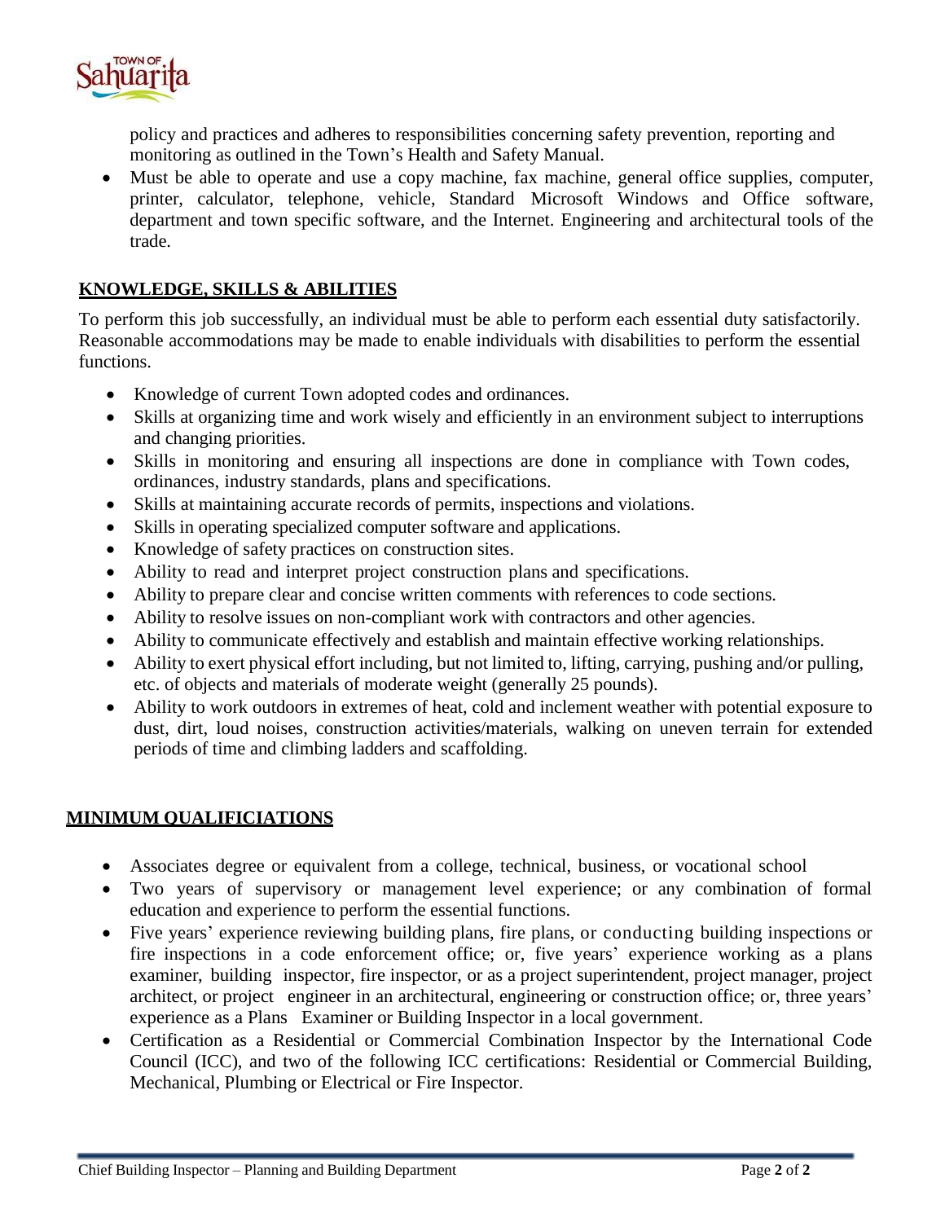policy and practices and adheres to responsibilities concerning safety prevention, reporting and monitoring as outlined in the Town's Health and Safety Manual.

- Must be able to operate and use a copy machine, fax machine, general office supplies, computer, printer, calculator, telephone, vehicle, Standard Microsoft Windows and Office software, department and town specific software, and the Internet. Engineering and architectural tools of the trade.

## KNOWLEDGE, SKILLS & ABILITIES

To perform this job successfully, an individual must be able to perform each essential duty satisfactorily. Reasonable accommodations may be made to enable individuals with disabilities to perform the essential functions.

- Knowledge of current Town adopted codes and ordinances.
- Skills at organizing time and work wisely and efficiently in an environment subject to interruptions and changing priorities.
- Skills in monitoring and ensuring all inspections are done in compliance with Town codes, ordinances, industry standards, plans and specifications.
- Skills at maintaining accurate records of permits, inspections and violations.
- Skills in operating specialized computer software and applications.
- Knowledge of safety practices on construction sites.
- Ability to read and interpret project construction plans and specifications.
- Ability to prepare clear and concise written comments with references to code sections.
- Ability to resolve issues on non-compliant work with contractors and other agencies.
- Ability to communicate effectively and establish and maintain effective working relationships.
- Ability to exert physical effort including, but not limited to, lifting, carrying, pushing and/or pulling, etc. of objects and materials of moderate weight (generally 25 pounds).
- Ability to work outdoors in extremes of heat, cold and inclement weather with potential exposure to dust, dirt, loud noises, construction activities/materials, walking on uneven terrain for extended periods of time and climbing ladders and scaffolding.

## MINIMUM QUALIFICIATIONS

- Associates degree or equivalent from a college, technical, business, or vocational school
- Two years of supervisory or management level experience; or any combination of formal education and experience to perform the essential functions.
- Five years' experience reviewing building plans, fire plans, or conducting building inspections or fire inspections in a code enforcement office; or, five years' experience working as a plans examiner, building inspector, fire inspector, or as a project superintendent, project manager, project architect, or project engineer in an architectural, engineering or construction office; or, three years' experience as a Plans Examiner or Building Inspector in a local government.
- Certification as a Residential or Commercial Combination Inspector by the International Code Council (ICC), and two of the following ICC certifications: Residential or Commercial Building, Mechanical, Plumbing or Electrical or Fire Inspector.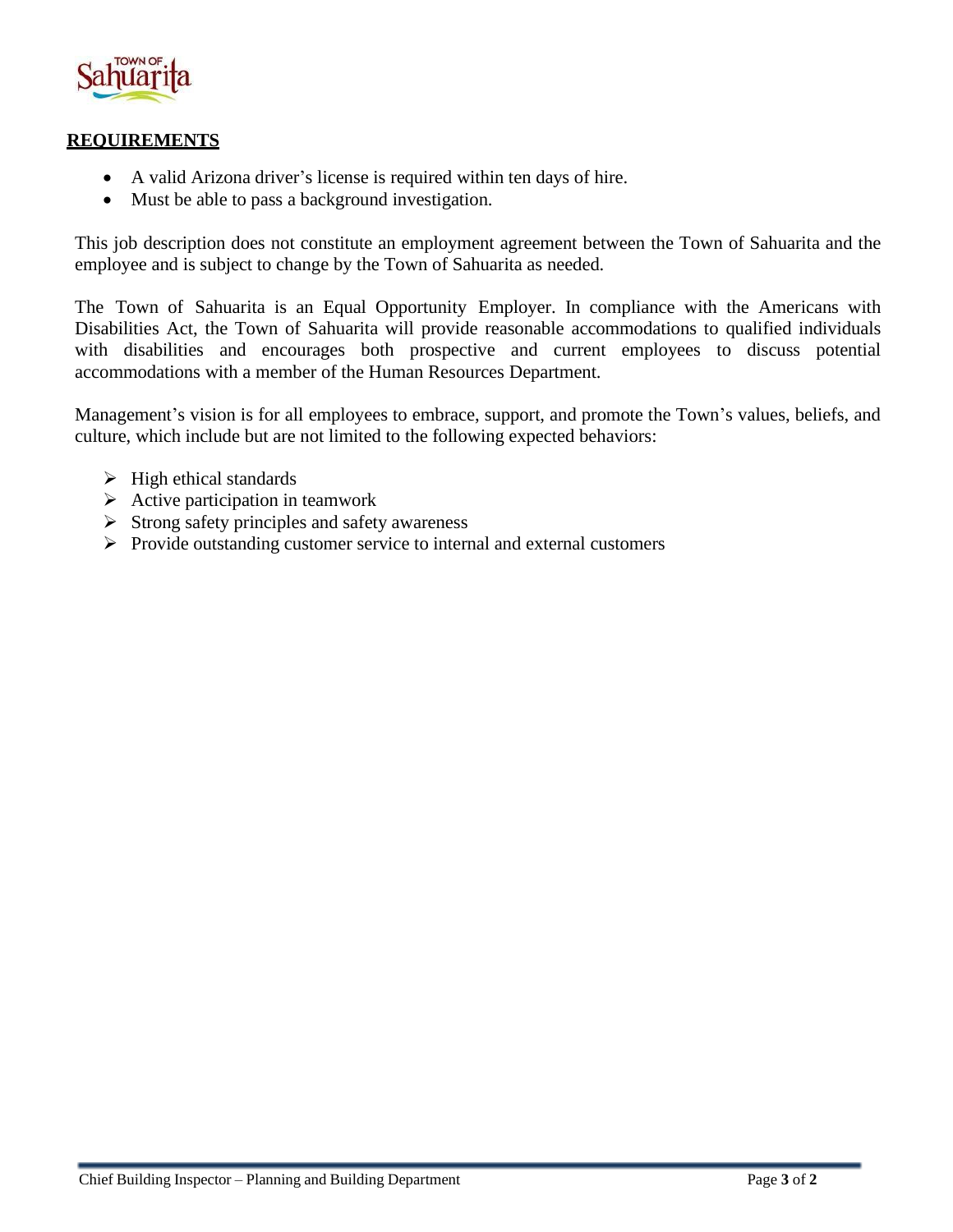## REQUIREMENTS

- A valid Arizona driver's license is required within ten days of hire.
- Must be able to pass a background investigation.

This job description does not constitute an employment agreement between the Town of Sahuarita and the employee and is subject to change by the Town of Sahuarita as needed.

The Town of Sahuarita is an Equal Opportunity Employer. In compliance with the Americans with Disabilities Act, the Town of Sahuarita will provide reasonable accommodations to qualified individuals with disabilities and encourages both prospective and current employees to discuss potential accommodations with a member of the Human Resources Department.

Management's vision is for all employees to embrace, support, and promote the Town's values, beliefs, and culture, which include but are not limited to the following expected behaviors:

- High ethical standards
- Active participation in teamwork
- Strong safety principles and safety awareness
- Provide outstanding customer service to internal and external customers